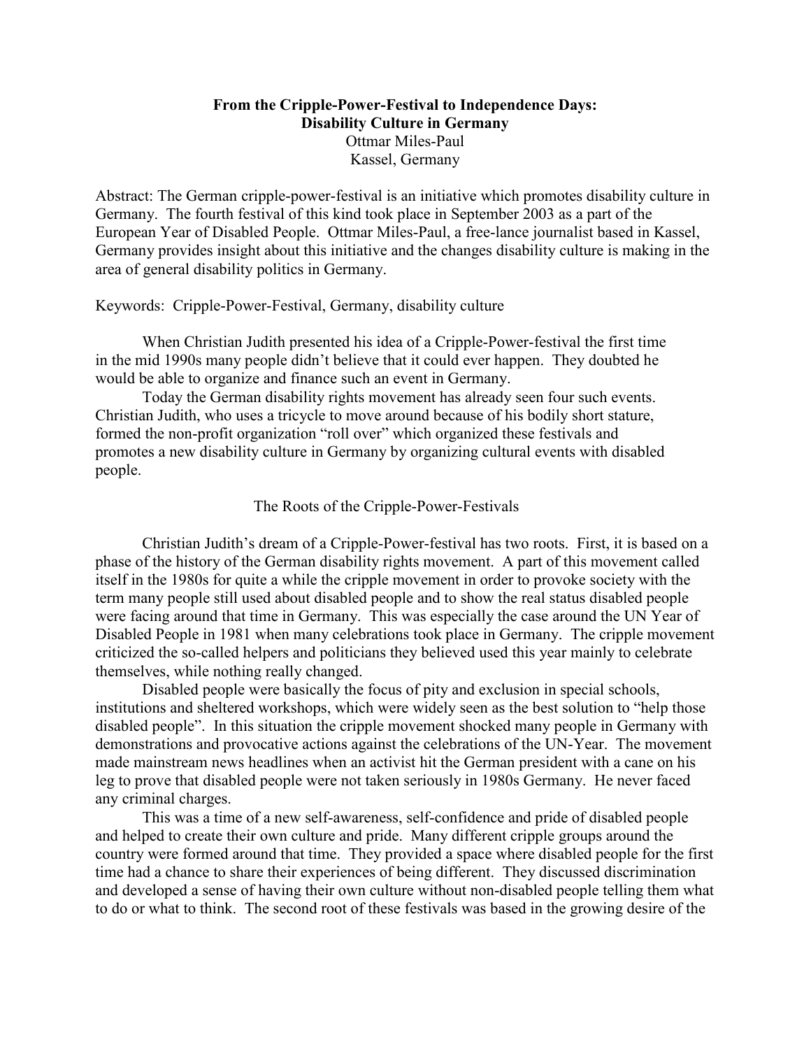# From the Cripple-Power-Festival to Independence Days: Disability Culture in Germany

Ottmar Miles-Paul
Kassel, Germany

Abstract: The German cripple-power-festival is an initiative which promotes disability culture in Germany. The fourth festival of this kind took place in September 2003 as a part of the European Year of Disabled People. Ottmar Miles-Paul, a free-lance journalist based in Kassel, Germany provides insight about this initiative and the changes disability culture is making in the area of general disability politics in Germany.

Keywords: Cripple-Power-Festival, Germany, disability culture

When Christian Judith presented his idea of a Cripple-Power-festival the first time in the mid 1990s many people didn't believe that it could ever happen. They doubted he would be able to organize and finance such an event in Germany.

Today the German disability rights movement has already seen four such events. Christian Judith, who uses a tricycle to move around because of his bodily short stature, formed the non-profit organization "roll over" which organized these festivals and promotes a new disability culture in Germany by organizing cultural events with disabled people.

## The Roots of the Cripple-Power-Festivals

Christian Judith's dream of a Cripple-Power-festival has two roots. First, it is based on a phase of the history of the German disability rights movement. A part of this movement called itself in the 1980s for quite a while the cripple movement in order to provoke society with the term many people still used about disabled people and to show the real status disabled people were facing around that time in Germany. This was especially the case around the UN Year of Disabled People in 1981 when many celebrations took place in Germany. The cripple movement criticized the so-called helpers and politicians they believed used this year mainly to celebrate themselves, while nothing really changed.

Disabled people were basically the focus of pity and exclusion in special schools, institutions and sheltered workshops, which were widely seen as the best solution to "help those disabled people". In this situation the cripple movement shocked many people in Germany with demonstrations and provocative actions against the celebrations of the UN-Year. The movement made mainstream news headlines when an activist hit the German president with a cane on his leg to prove that disabled people were not taken seriously in 1980s Germany. He never faced any criminal charges.

This was a time of a new self-awareness, self-confidence and pride of disabled people and helped to create their own culture and pride. Many different cripple groups around the country were formed around that time. They provided a space where disabled people for the first time had a chance to share their experiences of being different. They discussed discrimination and developed a sense of having their own culture without non-disabled people telling them what to do or what to think. The second root of these festivals was based in the growing desire of the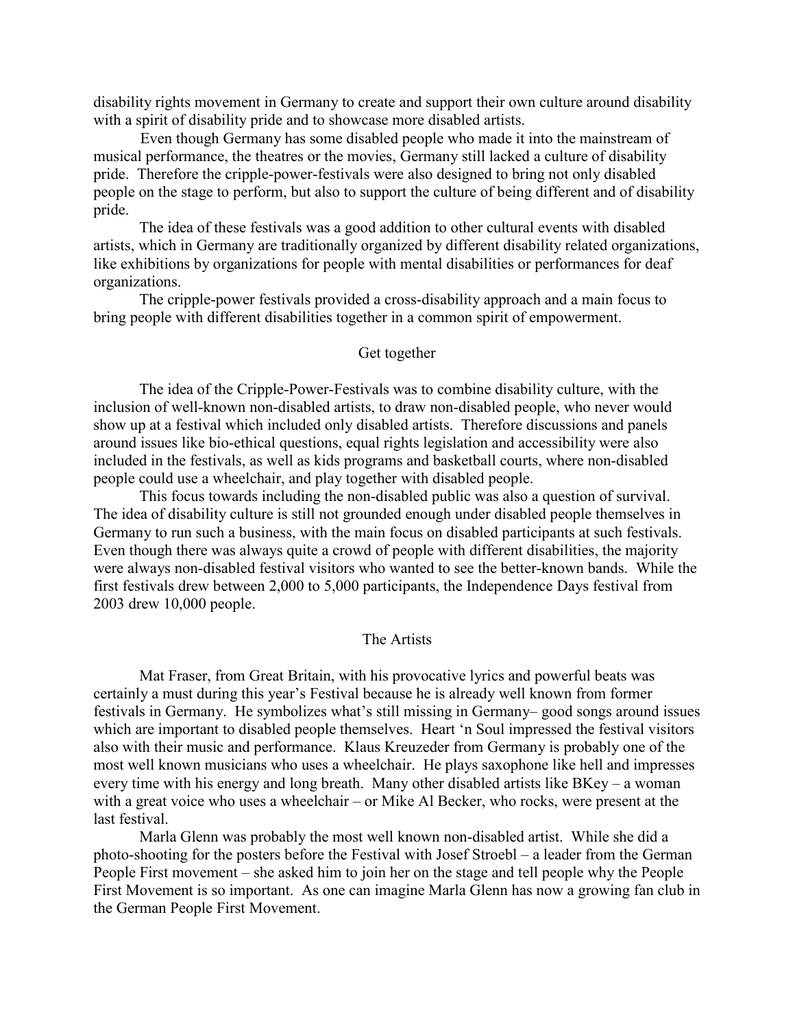disability rights movement in Germany to create and support their own culture around disability with a spirit of disability pride and to showcase more disabled artists.

Even though Germany has some disabled people who made it into the mainstream of musical performance, the theatres or the movies, Germany still lacked a culture of disability pride. Therefore the cripple-power-festivals were also designed to bring not only disabled people on the stage to perform, but also to support the culture of being different and of disability pride.

The idea of these festivals was a good addition to other cultural events with disabled artists, which in Germany are traditionally organized by different disability related organizations, like exhibitions by organizations for people with mental disabilities or performances for deaf organizations.

The cripple-power festivals provided a cross-disability approach and a main focus to bring people with different disabilities together in a common spirit of empowerment.

## Get together

The idea of the Cripple-Power-Festivals was to combine disability culture, with the inclusion of well-known non-disabled artists, to draw non-disabled people, who never would show up at a festival which included only disabled artists. Therefore discussions and panels around issues like bio-ethical questions, equal rights legislation and accessibility were also included in the festivals, as well as kids programs and basketball courts, where non-disabled people could use a wheelchair, and play together with disabled people.

This focus towards including the non-disabled public was also a question of survival. The idea of disability culture is still not grounded enough under disabled people themselves in Germany to run such a business, with the main focus on disabled participants at such festivals. Even though there was always quite a crowd of people with different disabilities, the majority were always non-disabled festival visitors who wanted to see the better-known bands. While the first festivals drew between 2,000 to 5,000 participants, the Independence Days festival from 2003 drew 10,000 people.

## The Artists

Mat Fraser, from Great Britain, with his provocative lyrics and powerful beats was certainly a must during this year's Festival because he is already well known from former festivals in Germany. He symbolizes what's still missing in Germany– good songs around issues which are important to disabled people themselves. Heart 'n Soul impressed the festival visitors also with their music and performance. Klaus Kreuzeder from Germany is probably one of the most well known musicians who uses a wheelchair. He plays saxophone like hell and impresses every time with his energy and long breath. Many other disabled artists like BKey – a woman with a great voice who uses a wheelchair – or Mike Al Becker, who rocks, were present at the last festival.

Marla Glenn was probably the most well known non-disabled artist. While she did a photo-shooting for the posters before the Festival with Josef Stroebl – a leader from the German People First movement – she asked him to join her on the stage and tell people why the People First Movement is so important. As one can imagine Marla Glenn has now a growing fan club in the German People First Movement.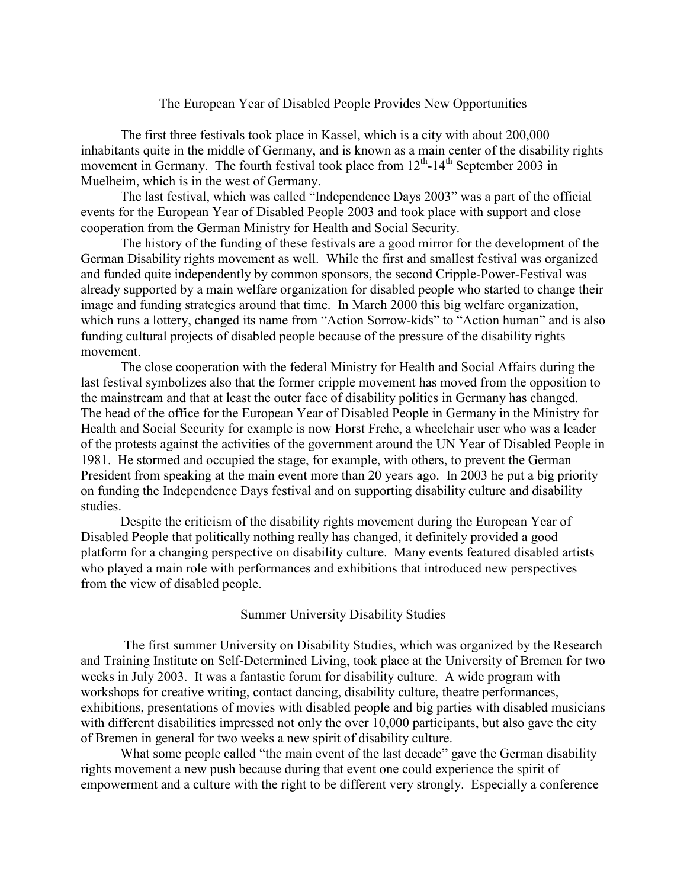## The European Year of Disabled People Provides New Opportunities

The first three festivals took place in Kassel, which is a city with about 200,000 inhabitants quite in the middle of Germany, and is known as a main center of the disability rights movement in Germany. The fourth festival took place from 12th-14th September 2003 in Muelheim, which is in the west of Germany.

The last festival, which was called "Independence Days 2003" was a part of the official events for the European Year of Disabled People 2003 and took place with support and close cooperation from the German Ministry for Health and Social Security.

The history of the funding of these festivals are a good mirror for the development of the German Disability rights movement as well. While the first and smallest festival was organized and funded quite independently by common sponsors, the second Cripple-Power-Festival was already supported by a main welfare organization for disabled people who started to change their image and funding strategies around that time. In March 2000 this big welfare organization, which runs a lottery, changed its name from "Action Sorrow-kids" to "Action human" and is also funding cultural projects of disabled people because of the pressure of the disability rights movement.

The close cooperation with the federal Ministry for Health and Social Affairs during the last festival symbolizes also that the former cripple movement has moved from the opposition to the mainstream and that at least the outer face of disability politics in Germany has changed. The head of the office for the European Year of Disabled People in Germany in the Ministry for Health and Social Security for example is now Horst Frehe, a wheelchair user who was a leader of the protests against the activities of the government around the UN Year of Disabled People in 1981. He stormed and occupied the stage, for example, with others, to prevent the German President from speaking at the main event more than 20 years ago. In 2003 he put a big priority on funding the Independence Days festival and on supporting disability culture and disability studies.

Despite the criticism of the disability rights movement during the European Year of Disabled People that politically nothing really has changed, it definitely provided a good platform for a changing perspective on disability culture. Many events featured disabled artists who played a main role with performances and exhibitions that introduced new perspectives from the view of disabled people.

## Summer University Disability Studies

The first summer University on Disability Studies, which was organized by the Research and Training Institute on Self-Determined Living, took place at the University of Bremen for two weeks in July 2003. It was a fantastic forum for disability culture. A wide program with workshops for creative writing, contact dancing, disability culture, theatre performances, exhibitions, presentations of movies with disabled people and big parties with disabled musicians with different disabilities impressed not only the over 10,000 participants, but also gave the city of Bremen in general for two weeks a new spirit of disability culture.

What some people called "the main event of the last decade" gave the German disability rights movement a new push because during that event one could experience the spirit of empowerment and a culture with the right to be different very strongly. Especially a conference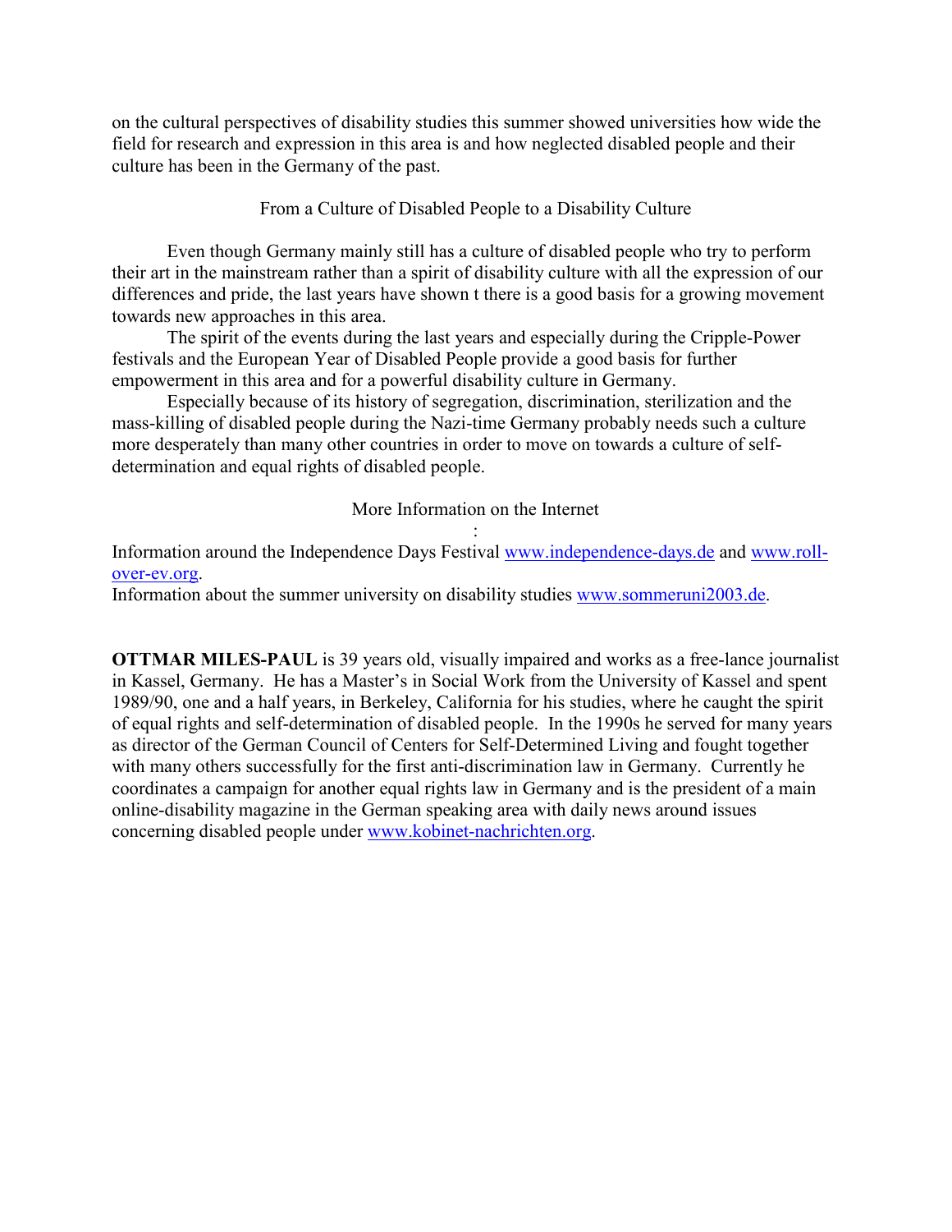on the cultural perspectives of disability studies this summer showed universities how wide the field for research and expression in this area is and how neglected disabled people and their culture has been in the Germany of the past.

## From a Culture of Disabled People to a Disability Culture

Even though Germany mainly still has a culture of disabled people who try to perform their art in the mainstream rather than a spirit of disability culture with all the expression of our differences and pride, the last years have shown t there is a good basis for a growing movement towards new approaches in this area.

The spirit of the events during the last years and especially during the Cripple-Power festivals and the European Year of Disabled People provide a good basis for further empowerment in this area and for a powerful disability culture in Germany.

Especially because of its history of segregation, discrimination, sterilization and the mass-killing of disabled people during the Nazi-time Germany probably needs such a culture more desperately than many other countries in order to move on towards a culture of self-determination and equal rights of disabled people.

## More Information on the Internet

:

Information around the Independence Days Festival www.independence-days.de and www.roll-over-ev.org.
Information about the summer university on disability studies www.sommeruni2003.de.

**OTTMAR MILES-PAUL** is 39 years old, visually impaired and works as a free-lance journalist in Kassel, Germany. He has a Master's in Social Work from the University of Kassel and spent 1989/90, one and a half years, in Berkeley, California for his studies, where he caught the spirit of equal rights and self-determination of disabled people. In the 1990s he served for many years as director of the German Council of Centers for Self-Determined Living and fought together with many others successfully for the first anti-discrimination law in Germany. Currently he coordinates a campaign for another equal rights law in Germany and is the president of a main online-disability magazine in the German speaking area with daily news around issues concerning disabled people under www.kobinet-nachrichten.org.